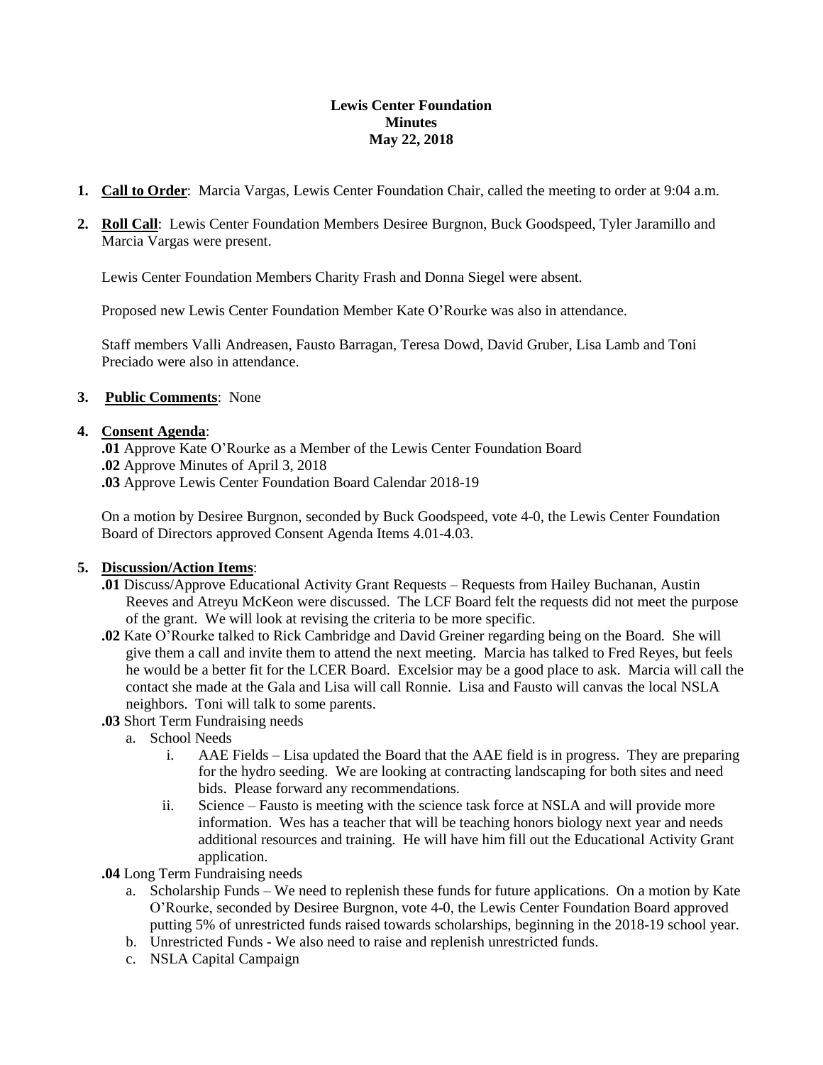**Lewis Center Foundation**
**Minutes**
**May 22, 2018**

1. **Call to Order**: Marcia Vargas, Lewis Center Foundation Chair, called the meeting to order at 9:04 a.m.

2. **Roll Call**: Lewis Center Foundation Members Desiree Burgnon, Buck Goodspeed, Tyler Jaramillo and Marcia Vargas were present.

   Lewis Center Foundation Members Charity Frash and Donna Siegel were absent.

   Proposed new Lewis Center Foundation Member Kate O'Rourke was also in attendance.

   Staff members Valli Andreasen, Fausto Barragan, Teresa Dowd, David Gruber, Lisa Lamb and Toni Preciado were also in attendance.

3. **Public Comments**: None

4. **Consent Agenda**:
   **.01** Approve Kate O'Rourke as a Member of the Lewis Center Foundation Board
   **.02** Approve Minutes of April 3, 2018
   **.03** Approve Lewis Center Foundation Board Calendar 2018-19

   On a motion by Desiree Burgnon, seconded by Buck Goodspeed, vote 4-0, the Lewis Center Foundation Board of Directors approved Consent Agenda Items 4.01-4.03.

5. **Discussion/Action Items**:
   **.01** Discuss/Approve Educational Activity Grant Requests – Requests from Hailey Buchanan, Austin Reeves and Atreyu McKeon were discussed. The LCF Board felt the requests did not meet the purpose of the grant. We will look at revising the criteria to be more specific.
   **.02** Kate O'Rourke talked to Rick Cambridge and David Greiner regarding being on the Board. She will give them a call and invite them to attend the next meeting. Marcia has talked to Fred Reyes, but feels he would be a better fit for the LCER Board. Excelsior may be a good place to ask. Marcia will call the contact she made at the Gala and Lisa will call Ronnie. Lisa and Fausto will canvas the local NSLA neighbors. Toni will talk to some parents.
   **.03** Short Term Fundraising needs
   
   a. School Needs
      i. AAE Fields – Lisa updated the Board that the AAE field is in progress. They are preparing for the hydro seeding. We are looking at contracting landscaping for both sites and need bids. Please forward any recommendations.
      ii. Science – Fausto is meeting with the science task force at NSLA and will provide more information. Wes has a teacher that will be teaching honors biology next year and needs additional resources and training. He will have him fill out the Educational Activity Grant application.

   **.04** Long Term Fundraising needs
   
   a. Scholarship Funds – We need to replenish these funds for future applications. On a motion by Kate O'Rourke, seconded by Desiree Burgnon, vote 4-0, the Lewis Center Foundation Board approved putting 5% of unrestricted funds raised towards scholarships, beginning in the 2018-19 school year.
   b. Unrestricted Funds - We also need to raise and replenish unrestricted funds.
   c. NSLA Capital Campaign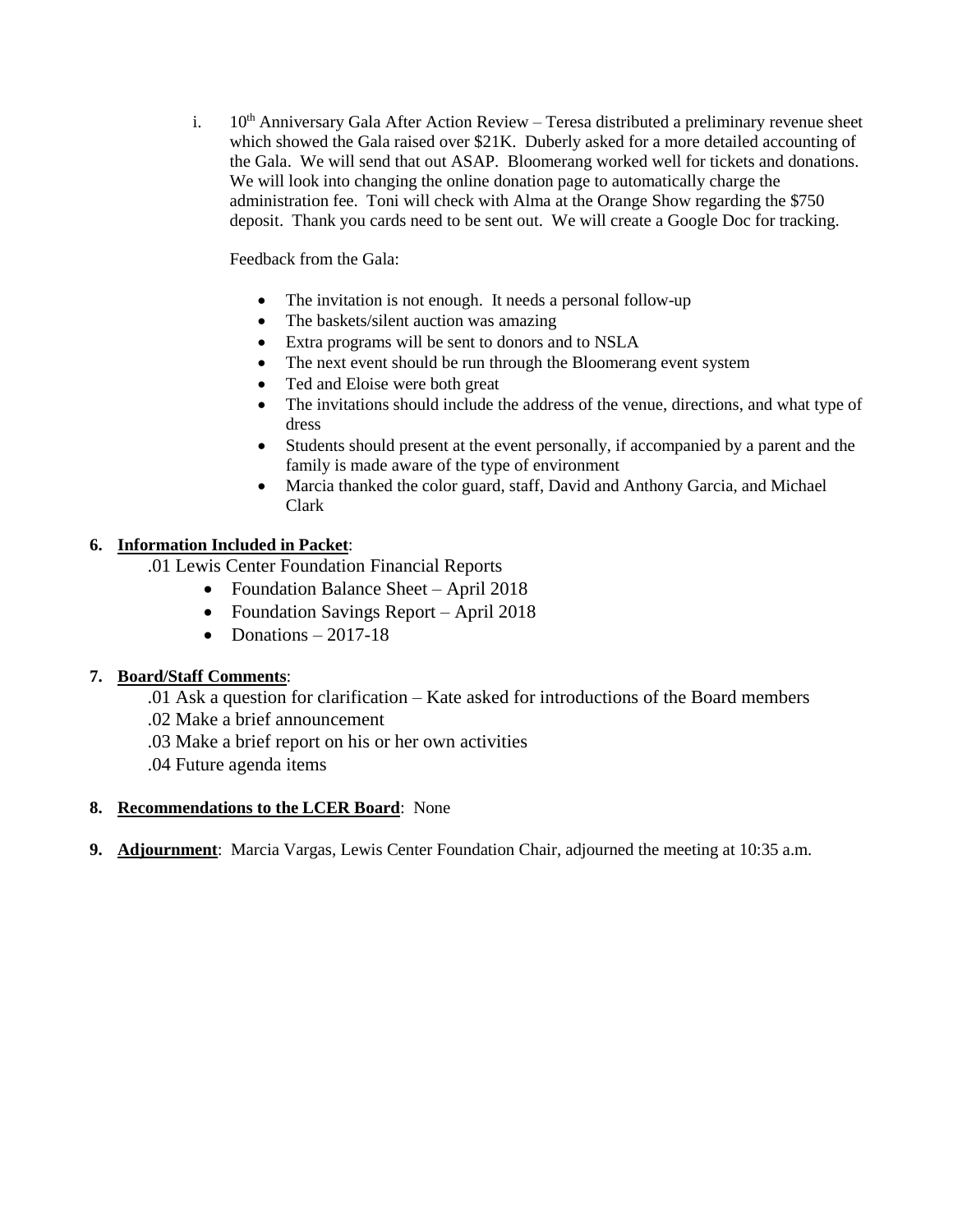i. 10th Anniversary Gala After Action Review – Teresa distributed a preliminary revenue sheet which showed the Gala raised over $21K. Duberly asked for a more detailed accounting of the Gala. We will send that out ASAP. Bloomerang worked well for tickets and donations. We will look into changing the online donation page to automatically charge the administration fee. Toni will check with Alma at the Orange Show regarding the $750 deposit. Thank you cards need to be sent out. We will create a Google Doc for tracking.

   Feedback from the Gala:

   - The invitation is not enough. It needs a personal follow-up
   - The baskets/silent auction was amazing
   - Extra programs will be sent to donors and to NSLA
   - The next event should be run through the Bloomerang event system
   - Ted and Eloise were both great
   - The invitations should include the address of the venue, directions, and what type of dress
   - Students should present at the event personally, if accompanied by a parent and the family is made aware of the type of environment
   - Marcia thanked the color guard, staff, David and Anthony Garcia, and Michael Clark

**6. Information Included in Packet:**

.01 Lewis Center Foundation Financial Reports

- Foundation Balance Sheet – April 2018
- Foundation Savings Report – April 2018
- Donations – 2017-18

**7. Board/Staff Comments:**

.01 Ask a question for clarification – Kate asked for introductions of the Board members

.02 Make a brief announcement

.03 Make a brief report on his or her own activities

.04 Future agenda items

**8. Recommendations to the LCER Board:** None

**9. Adjournment:** Marcia Vargas, Lewis Center Foundation Chair, adjourned the meeting at 10:35 a.m.